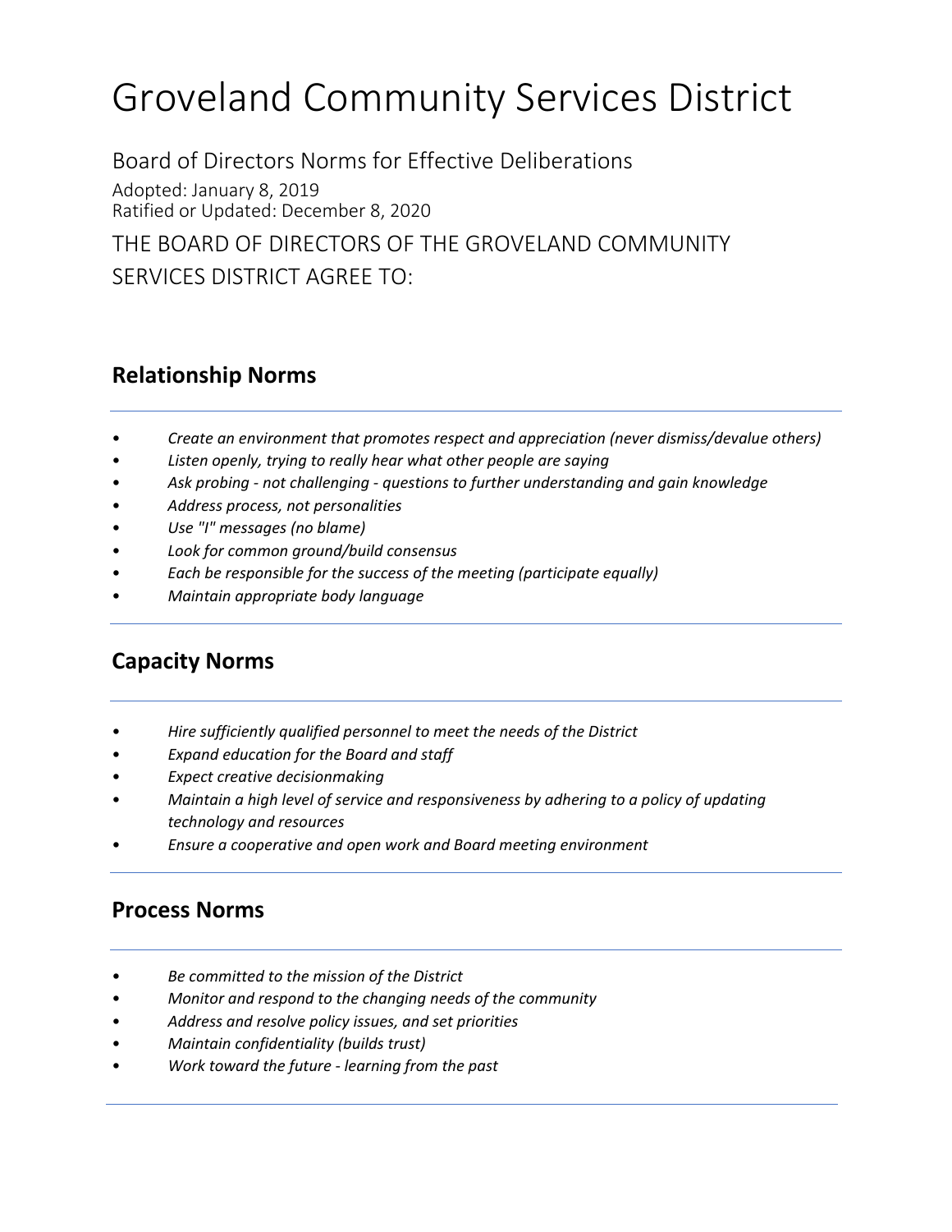# Groveland Community Services District

Board of Directors Norms for Effective Deliberations

Adopted: January 8, 2019
Ratified or Updated: December 8, 2020

THE BOARD OF DIRECTORS OF THE GROVELAND COMMUNITY SERVICES DISTRICT AGREE TO:

## Relationship Norms

- *Create an environment that promotes respect and appreciation (never dismiss/devalue others)*
- *Listen openly, trying to really hear what other people are saying*
- *Ask probing - not challenging - questions to further understanding and gain knowledge*
- *Address process, not personalities*
- *Use "I" messages (no blame)*
- *Look for common ground/build consensus*
- *Each be responsible for the success of the meeting (participate equally)*
- *Maintain appropriate body language*

## Capacity Norms

- *Hire sufficiently qualified personnel to meet the needs of the District*
- *Expand education for the Board and staff*
- *Expect creative decisionmaking*
- *Maintain a high level of service and responsiveness by adhering to a policy of updating technology and resources*
- *Ensure a cooperative and open work and Board meeting environment*

## Process Norms

- *Be committed to the mission of the District*
- *Monitor and respond to the changing needs of the community*
- *Address and resolve policy issues, and set priorities*
- *Maintain confidentiality (builds trust)*
- *Work toward the future - learning from the past*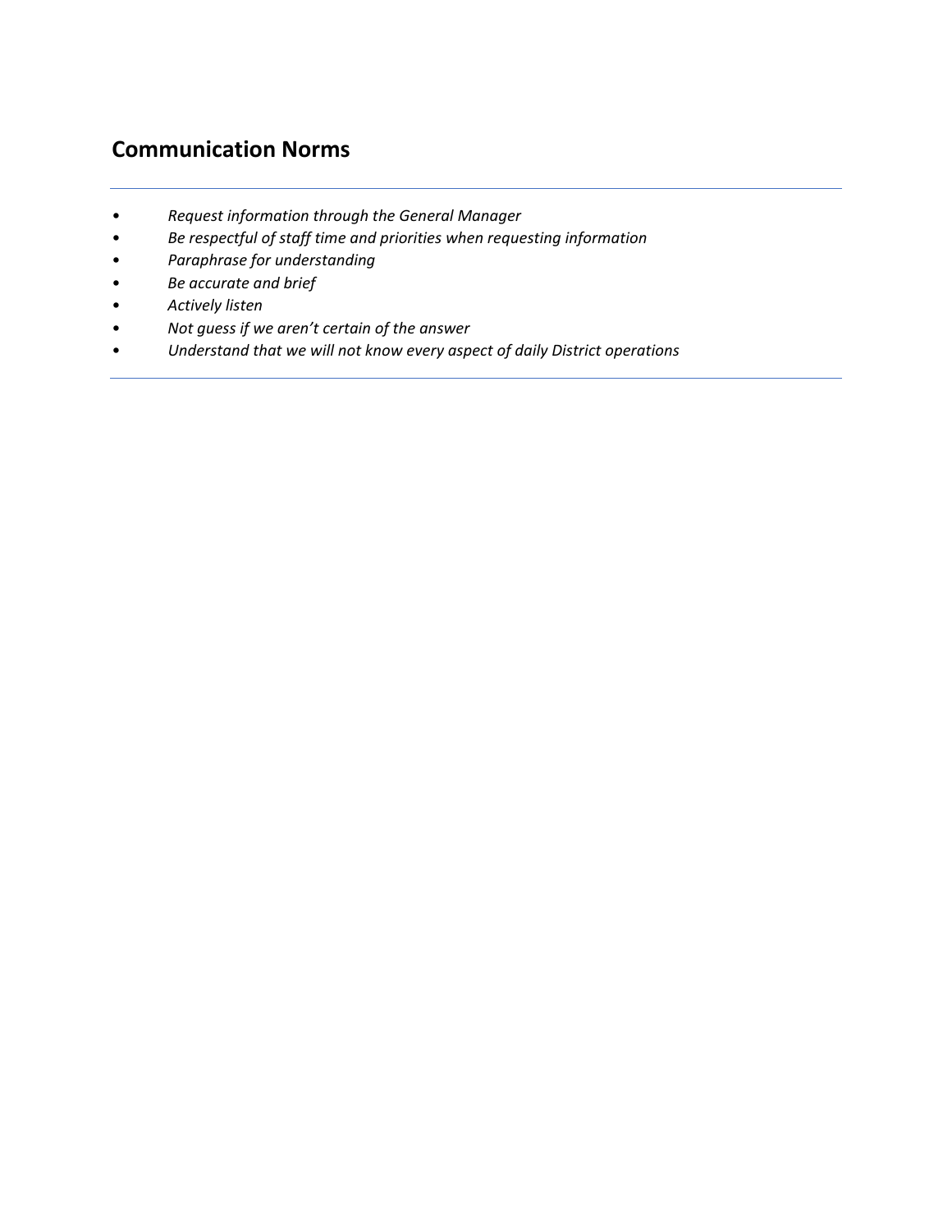## Communication Norms

---

- *Request information through the General Manager*
- *Be respectful of staff time and priorities when requesting information*
- *Paraphrase for understanding*
- *Be accurate and brief*
- *Actively listen*
- *Not guess if we aren't certain of the answer*
- *Understand that we will not know every aspect of daily District operations*

---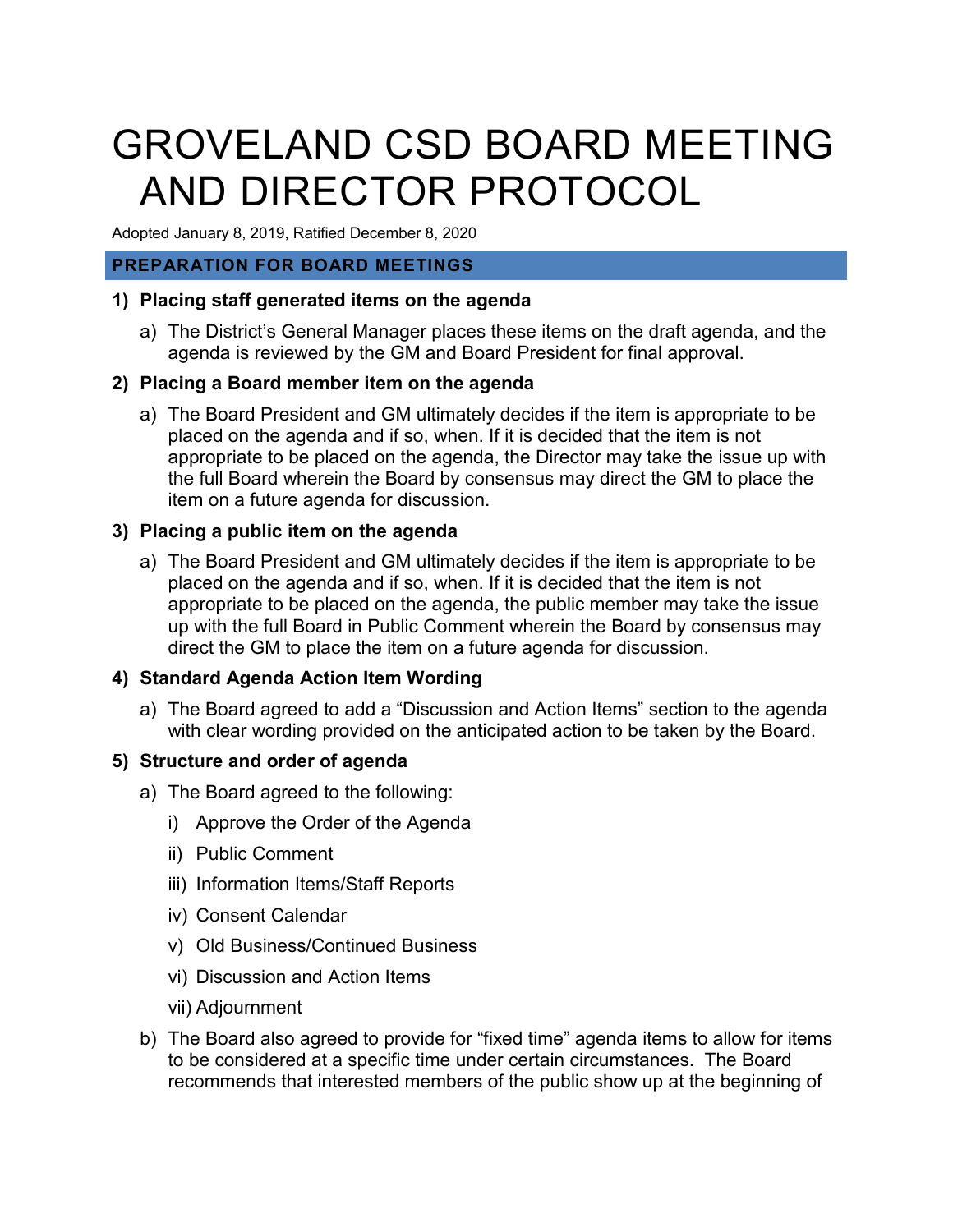# GROVELAND CSD BOARD MEETING AND DIRECTOR PROTOCOL

Adopted January 8, 2019, Ratified December 8, 2020

## PREPARATION FOR BOARD MEETINGS

**1) Placing staff generated items on the agenda**

a) The District's General Manager places these items on the draft agenda, and the agenda is reviewed by the GM and Board President for final approval.

**2) Placing a Board member item on the agenda**

a) The Board President and GM ultimately decides if the item is appropriate to be placed on the agenda and if so, when. If it is decided that the item is not appropriate to be placed on the agenda, the Director may take the issue up with the full Board wherein the Board by consensus may direct the GM to place the item on a future agenda for discussion.

**3) Placing a public item on the agenda**

a) The Board President and GM ultimately decides if the item is appropriate to be placed on the agenda and if so, when. If it is decided that the item is not appropriate to be placed on the agenda, the public member may take the issue up with the full Board in Public Comment wherein the Board by consensus may direct the GM to place the item on a future agenda for discussion.

**4) Standard Agenda Action Item Wording**

a) The Board agreed to add a "Discussion and Action Items" section to the agenda with clear wording provided on the anticipated action to be taken by the Board.

**5) Structure and order of agenda**

a) The Board agreed to the following:

   i) Approve the Order of the Agenda

   ii) Public Comment

   iii) Information Items/Staff Reports

   iv) Consent Calendar

   v) Old Business/Continued Business

   vi) Discussion and Action Items

   vii) Adjournment

b) The Board also agreed to provide for "fixed time" agenda items to allow for items to be considered at a specific time under certain circumstances. The Board recommends that interested members of the public show up at the beginning of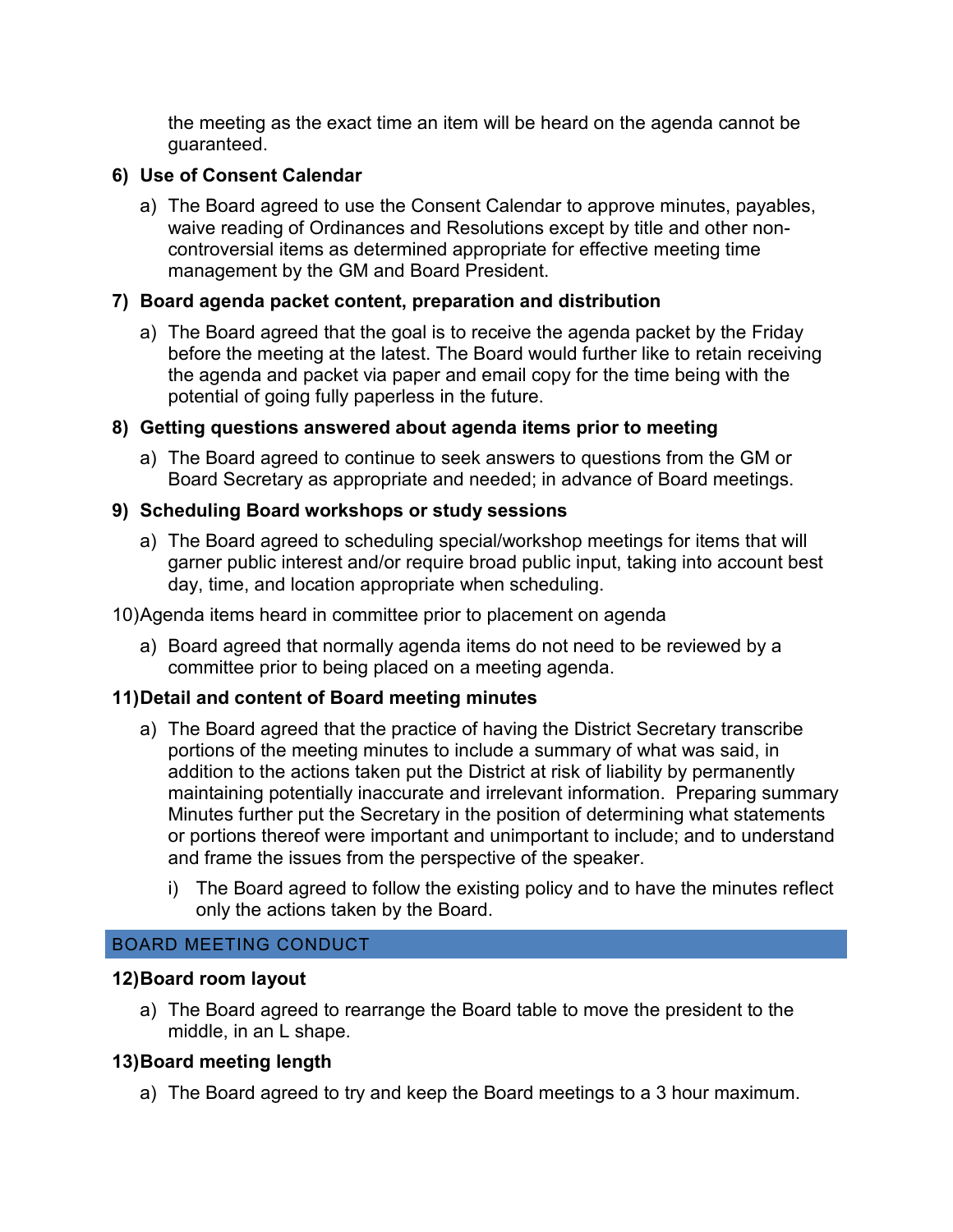the meeting as the exact time an item will be heard on the agenda cannot be guaranteed.

**6) Use of Consent Calendar**

a) The Board agreed to use the Consent Calendar to approve minutes, payables, waive reading of Ordinances and Resolutions except by title and other non-controversial items as determined appropriate for effective meeting time management by the GM and Board President.

**7) Board agenda packet content, preparation and distribution**

a) The Board agreed that the goal is to receive the agenda packet by the Friday before the meeting at the latest. The Board would further like to retain receiving the agenda and packet via paper and email copy for the time being with the potential of going fully paperless in the future.

**8) Getting questions answered about agenda items prior to meeting**

a) The Board agreed to continue to seek answers to questions from the GM or Board Secretary as appropriate and needed; in advance of Board meetings.

**9) Scheduling Board workshops or study sessions**

a) The Board agreed to scheduling special/workshop meetings for items that will garner public interest and/or require broad public input, taking into account best day, time, and location appropriate when scheduling.

10) Agenda items heard in committee prior to placement on agenda

a) Board agreed that normally agenda items do not need to be reviewed by a committee prior to being placed on a meeting agenda.

**11) Detail and content of Board meeting minutes**

a) The Board agreed that the practice of having the District Secretary transcribe portions of the meeting minutes to include a summary of what was said, in addition to the actions taken put the District at risk of liability by permanently maintaining potentially inaccurate and irrelevant information. Preparing summary Minutes further put the Secretary in the position of determining what statements or portions thereof were important and unimportant to include; and to understand and frame the issues from the perspective of the speaker.

   i) The Board agreed to follow the existing policy and to have the minutes reflect only the actions taken by the Board.

## BOARD MEETING CONDUCT

**12) Board room layout**

a) The Board agreed to rearrange the Board table to move the president to the middle, in an L shape.

**13) Board meeting length**

a) The Board agreed to try and keep the Board meetings to a 3 hour maximum.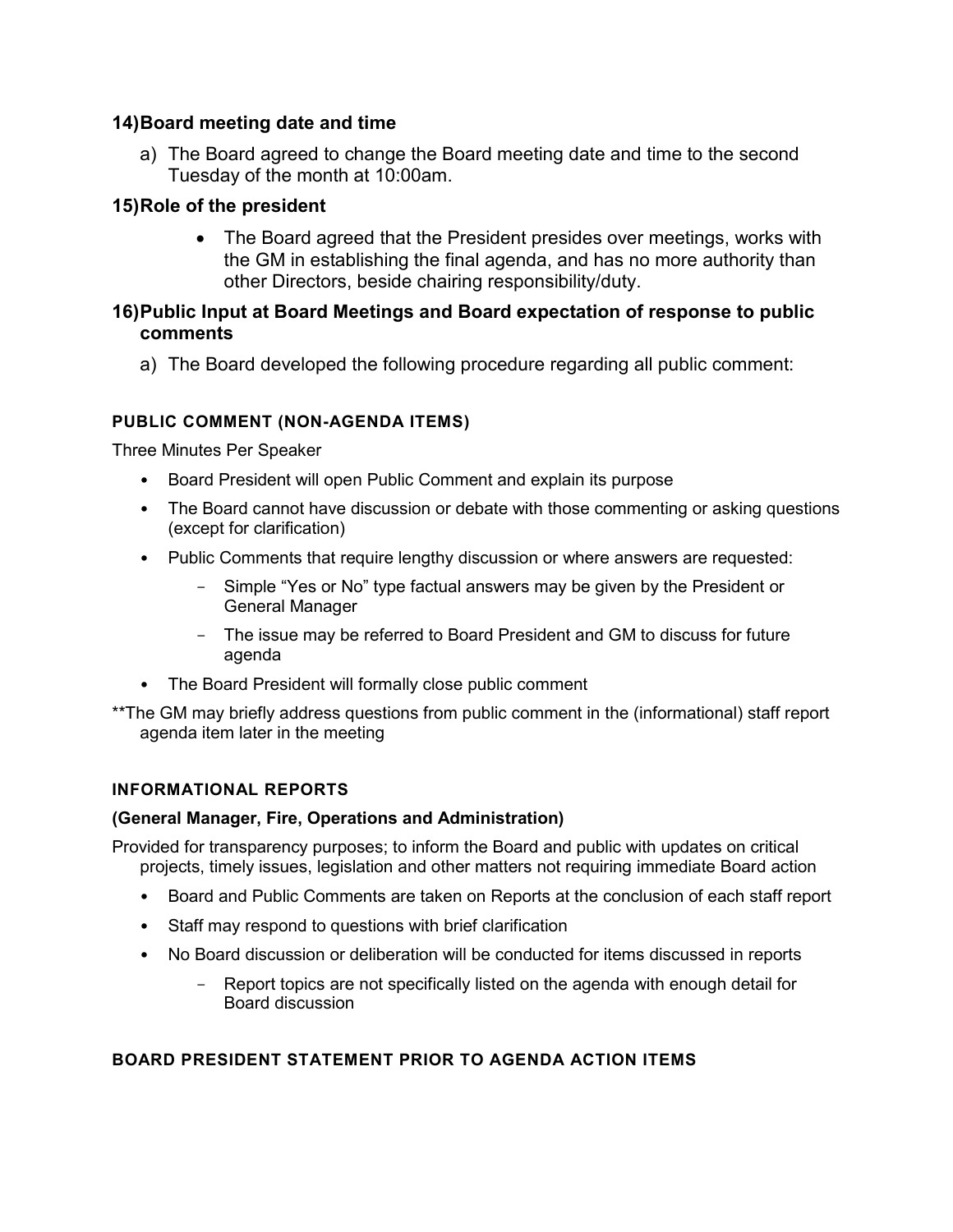## 14) Board meeting date and time

a) The Board agreed to change the Board meeting date and time to the second Tuesday of the month at 10:00am.

## 15) Role of the president

- The Board agreed that the President presides over meetings, works with the GM in establishing the final agenda, and has no more authority than other Directors, beside chairing responsibility/duty.

## 16) Public Input at Board Meetings and Board expectation of response to public comments

a) The Board developed the following procedure regarding all public comment:

### PUBLIC COMMENT (NON-AGENDA ITEMS)

Three Minutes Per Speaker

- Board President will open Public Comment and explain its purpose
- The Board cannot have discussion or debate with those commenting or asking questions (except for clarification)
- Public Comments that require lengthy discussion or where answers are requested:
  - Simple "Yes or No" type factual answers may be given by the President or General Manager
  - The issue may be referred to Board President and GM to discuss for future agenda
- The Board President will formally close public comment

**The GM may briefly address questions from public comment in the (informational) staff report agenda item later in the meeting

### INFORMATIONAL REPORTS

**(General Manager, Fire, Operations and Administration)**

Provided for transparency purposes; to inform the Board and public with updates on critical projects, timely issues, legislation and other matters not requiring immediate Board action

- Board and Public Comments are taken on Reports at the conclusion of each staff report
- Staff may respond to questions with brief clarification
- No Board discussion or deliberation will be conducted for items discussed in reports
  - Report topics are not specifically listed on the agenda with enough detail for Board discussion

### BOARD PRESIDENT STATEMENT PRIOR TO AGENDA ACTION ITEMS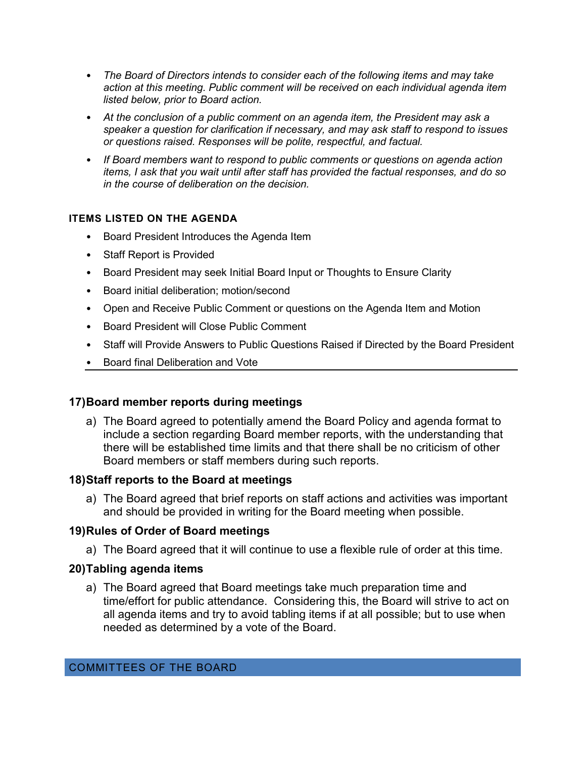- *The Board of Directors intends to consider each of the following items and may take action at this meeting. Public comment will be received on each individual agenda item listed below, prior to Board action.*
- *At the conclusion of a public comment on an agenda item, the President may ask a speaker a question for clarification if necessary, and may ask staff to respond to issues or questions raised. Responses will be polite, respectful, and factual.*
- *If Board members want to respond to public comments or questions on agenda action items, I ask that you wait until after staff has provided the factual responses, and do so in the course of deliberation on the decision.*

**ITEMS LISTED ON THE AGENDA**

- Board President Introduces the Agenda Item
- Staff Report is Provided
- Board President may seek Initial Board Input or Thoughts to Ensure Clarity
- Board initial deliberation; motion/second
- Open and Receive Public Comment or questions on the Agenda Item and Motion
- Board President will Close Public Comment
- Staff will Provide Answers to Public Questions Raised if Directed by the Board President
- Board final Deliberation and Vote

---

**17) Board member reports during meetings**

a) The Board agreed to potentially amend the Board Policy and agenda format to include a section regarding Board member reports, with the understanding that there will be established time limits and that there shall be no criticism of other Board members or staff members during such reports.

**18) Staff reports to the Board at meetings**

a) The Board agreed that brief reports on staff actions and activities was important and should be provided in writing for the Board meeting when possible.

**19) Rules of Order of Board meetings**

a) The Board agreed that it will continue to use a flexible rule of order at this time.

**20) Tabling agenda items**

a) The Board agreed that Board meetings take much preparation time and time/effort for public attendance. Considering this, the Board will strive to act on all agenda items and try to avoid tabling items if at all possible; but to use when needed as determined by a vote of the Board.

## COMMITTEES OF THE BOARD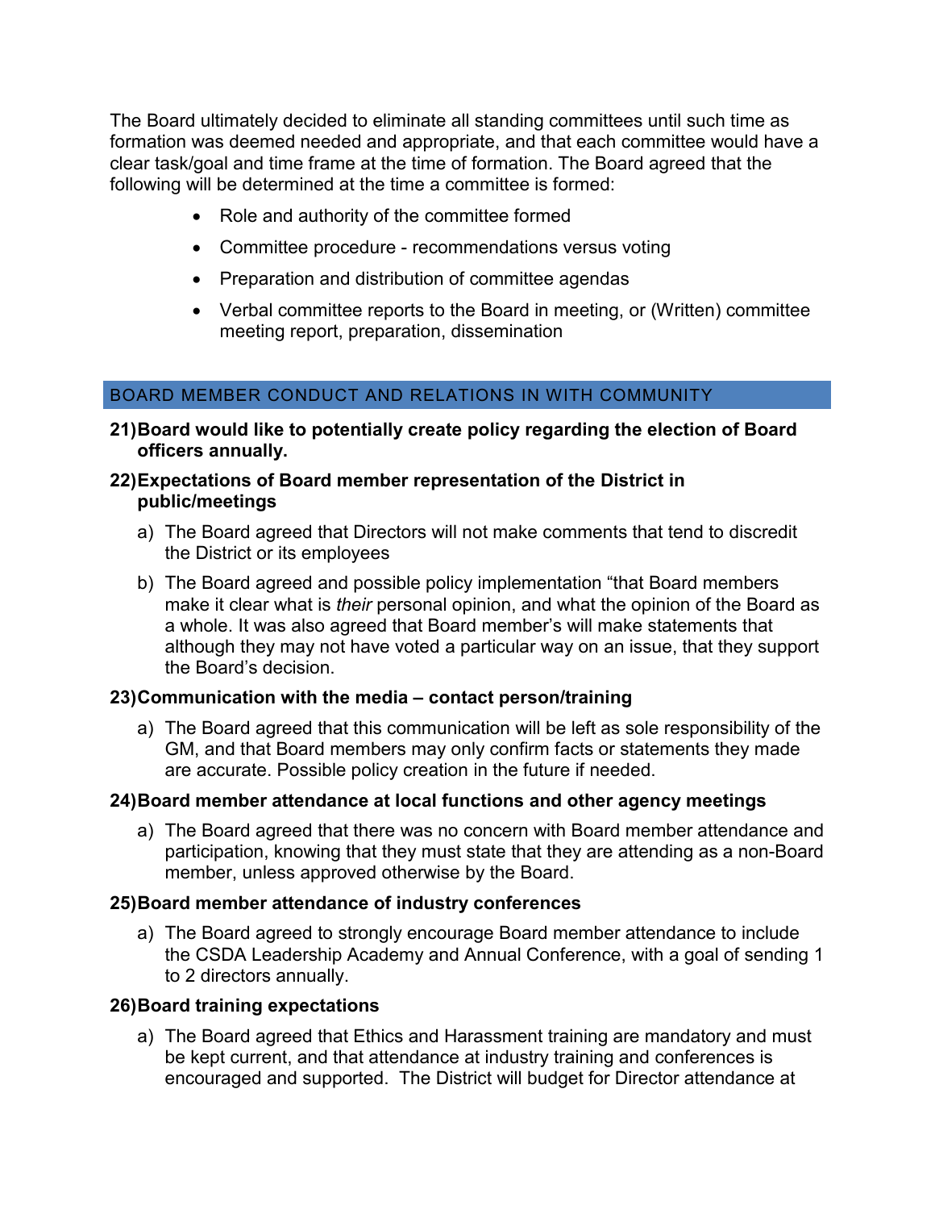The Board ultimately decided to eliminate all standing committees until such time as formation was deemed needed and appropriate, and that each committee would have a clear task/goal and time frame at the time of formation. The Board agreed that the following will be determined at the time a committee is formed:

- Role and authority of the committee formed
- Committee procedure - recommendations versus voting
- Preparation and distribution of committee agendas
- Verbal committee reports to the Board in meeting, or (Written) committee meeting report, preparation, dissemination

## BOARD MEMBER CONDUCT AND RELATIONS IN WITH COMMUNITY

**21) Board would like to potentially create policy regarding the election of Board officers annually.**

**22) Expectations of Board member representation of the District in public/meetings**

a) The Board agreed that Directors will not make comments that tend to discredit the District or its employees

b) The Board agreed and possible policy implementation "that Board members make it clear what is *their* personal opinion, and what the opinion of the Board as a whole. It was also agreed that Board member's will make statements that although they may not have voted a particular way on an issue, that they support the Board's decision.

**23) Communication with the media – contact person/training**

a) The Board agreed that this communication will be left as sole responsibility of the GM, and that Board members may only confirm facts or statements they made are accurate. Possible policy creation in the future if needed.

**24) Board member attendance at local functions and other agency meetings**

a) The Board agreed that there was no concern with Board member attendance and participation, knowing that they must state that they are attending as a non-Board member, unless approved otherwise by the Board.

**25) Board member attendance of industry conferences**

a) The Board agreed to strongly encourage Board member attendance to include the CSDA Leadership Academy and Annual Conference, with a goal of sending 1 to 2 directors annually.

**26) Board training expectations**

a) The Board agreed that Ethics and Harassment training are mandatory and must be kept current, and that attendance at industry training and conferences is encouraged and supported. The District will budget for Director attendance at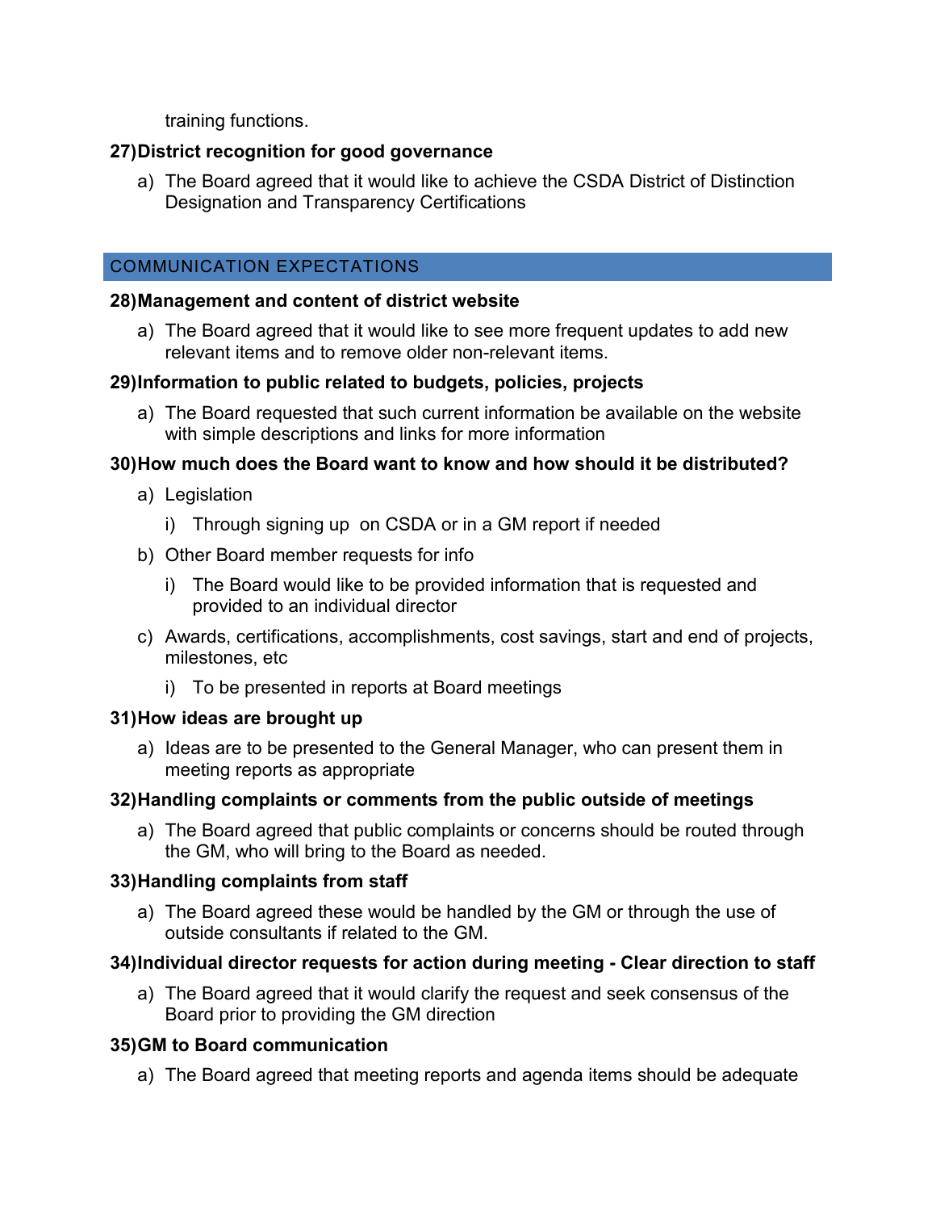training functions.

**27)District recognition for good governance**

a) The Board agreed that it would like to achieve the CSDA District of Distinction Designation and Transparency Certifications

## COMMUNICATION EXPECTATIONS

**28)Management and content of district website**

a) The Board agreed that it would like to see more frequent updates to add new relevant items and to remove older non-relevant items.

**29)Information to public related to budgets, policies, projects**

a) The Board requested that such current information be available on the website with simple descriptions and links for more information

**30)How much does the Board want to know and how should it be distributed?**

a) Legislation

   i) Through signing up on CSDA or in a GM report if needed

b) Other Board member requests for info

   i) The Board would like to be provided information that is requested and provided to an individual director

c) Awards, certifications, accomplishments, cost savings, start and end of projects, milestones, etc

   i) To be presented in reports at Board meetings

**31)How ideas are brought up**

a) Ideas are to be presented to the General Manager, who can present them in meeting reports as appropriate

**32)Handling complaints or comments from the public outside of meetings**

a) The Board agreed that public complaints or concerns should be routed through the GM, who will bring to the Board as needed.

**33)Handling complaints from staff**

a) The Board agreed these would be handled by the GM or through the use of outside consultants if related to the GM.

**34)Individual director requests for action during meeting - Clear direction to staff**

a) The Board agreed that it would clarify the request and seek consensus of the Board prior to providing the GM direction

**35)GM to Board communication**

a) The Board agreed that meeting reports and agenda items should be adequate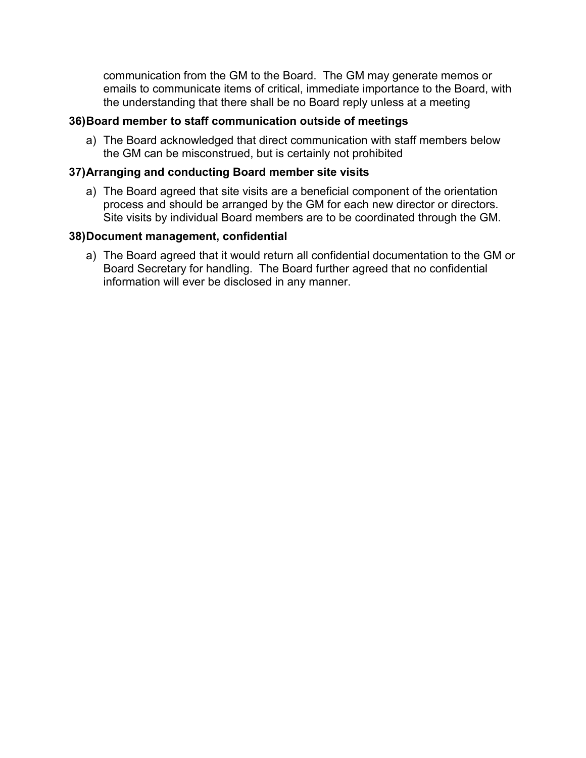communication from the GM to the Board. The GM may generate memos or emails to communicate items of critical, immediate importance to the Board, with the understanding that there shall be no Board reply unless at a meeting

**36) Board member to staff communication outside of meetings**

a) The Board acknowledged that direct communication with staff members below the GM can be misconstrued, but is certainly not prohibited

**37) Arranging and conducting Board member site visits**

a) The Board agreed that site visits are a beneficial component of the orientation process and should be arranged by the GM for each new director or directors. Site visits by individual Board members are to be coordinated through the GM.

**38) Document management, confidential**

a) The Board agreed that it would return all confidential documentation to the GM or Board Secretary for handling. The Board further agreed that no confidential information will ever be disclosed in any manner.